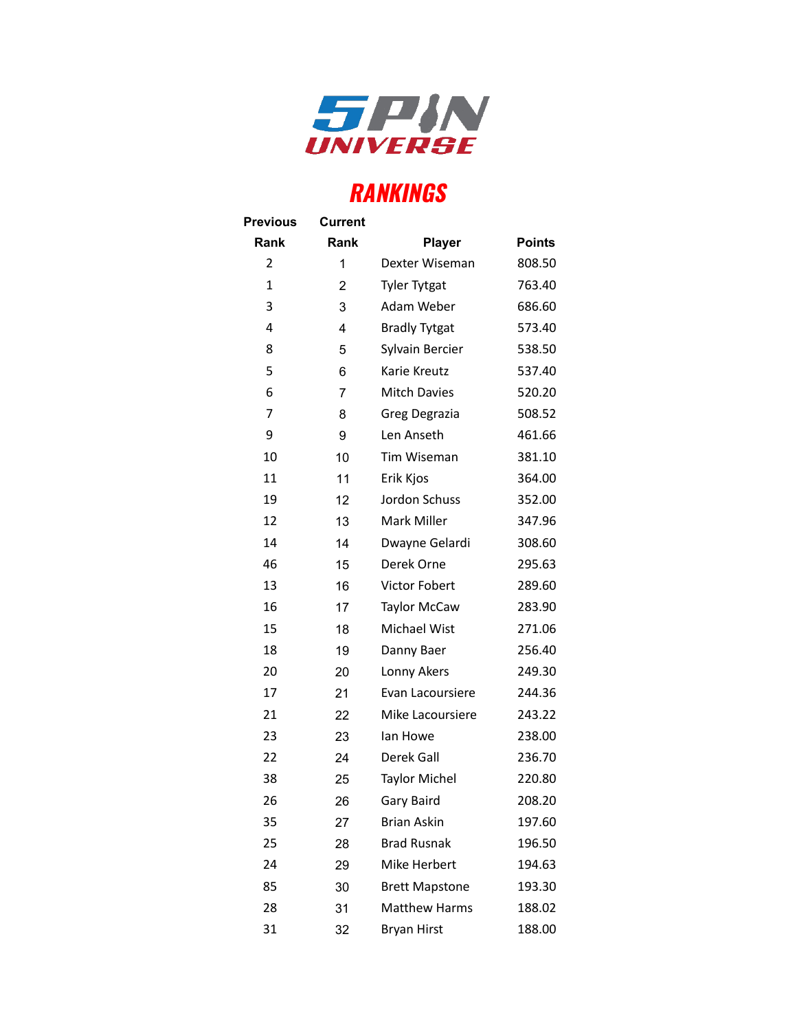5PIN UNIVERSE

# RANKINGS

| Previous Rank | Current Rank | Player | Points |
|---|---|---|---|
| 2 | 1 | Dexter Wiseman | 808.50 |
| 1 | 2 | Tyler Tytgat | 763.40 |
| 3 | 3 | Adam Weber | 686.60 |
| 4 | 4 | Bradly Tytgat | 573.40 |
| 8 | 5 | Sylvain Bercier | 538.50 |
| 5 | 6 | Karie Kreutz | 537.40 |
| 6 | 7 | Mitch Davies | 520.20 |
| 7 | 8 | Greg Degrazia | 508.52 |
| 9 | 9 | Len Anseth | 461.66 |
| 10 | 10 | Tim Wiseman | 381.10 |
| 11 | 11 | Erik Kjos | 364.00 |
| 19 | 12 | Jordon Schuss | 352.00 |
| 12 | 13 | Mark Miller | 347.96 |
| 14 | 14 | Dwayne Gelardi | 308.60 |
| 46 | 15 | Derek Orne | 295.63 |
| 13 | 16 | Victor Fobert | 289.60 |
| 16 | 17 | Taylor McCaw | 283.90 |
| 15 | 18 | Michael Wist | 271.06 |
| 18 | 19 | Danny Baer | 256.40 |
| 20 | 20 | Lonny Akers | 249.30 |
| 17 | 21 | Evan Lacoursiere | 244.36 |
| 21 | 22 | Mike Lacoursiere | 243.22 |
| 23 | 23 | Ian Howe | 238.00 |
| 22 | 24 | Derek Gall | 236.70 |
| 38 | 25 | Taylor Michel | 220.80 |
| 26 | 26 | Gary Baird | 208.20 |
| 35 | 27 | Brian Askin | 197.60 |
| 25 | 28 | Brad Rusnak | 196.50 |
| 24 | 29 | Mike Herbert | 194.63 |
| 85 | 30 | Brett Mapstone | 193.30 |
| 28 | 31 | Matthew Harms | 188.02 |
| 31 | 32 | Bryan Hirst | 188.00 |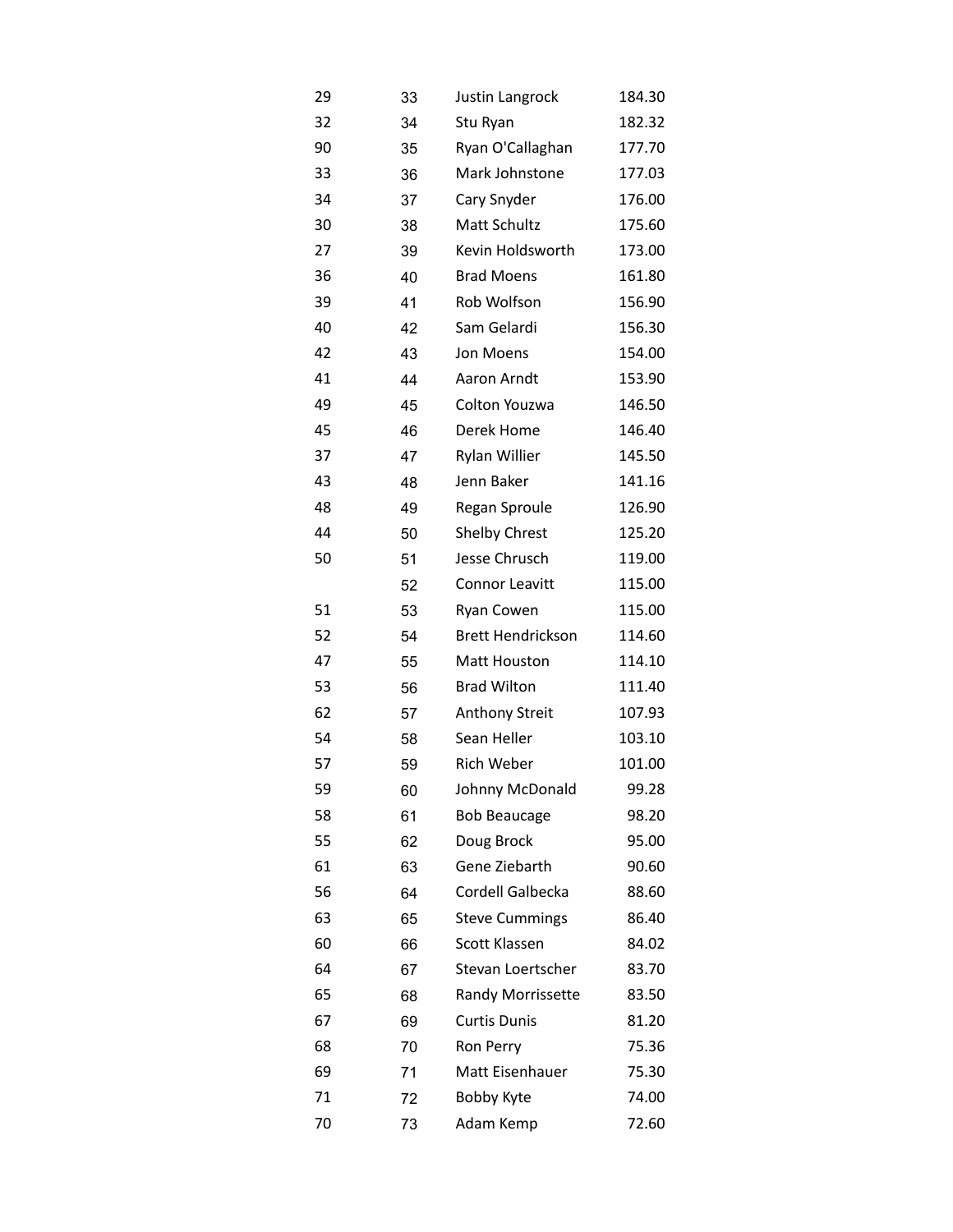| | | | |
|---|---|---|---|
| 29 | 33 | Justin Langrock | 184.30 |
| 32 | 34 | Stu Ryan | 182.32 |
| 90 | 35 | Ryan O'Callaghan | 177.70 |
| 33 | 36 | Mark Johnstone | 177.03 |
| 34 | 37 | Cary Snyder | 176.00 |
| 30 | 38 | Matt Schultz | 175.60 |
| 27 | 39 | Kevin Holdsworth | 173.00 |
| 36 | 40 | Brad Moens | 161.80 |
| 39 | 41 | Rob Wolfson | 156.90 |
| 40 | 42 | Sam Gelardi | 156.30 |
| 42 | 43 | Jon Moens | 154.00 |
| 41 | 44 | Aaron Arndt | 153.90 |
| 49 | 45 | Colton Youzwa | 146.50 |
| 45 | 46 | Derek Home | 146.40 |
| 37 | 47 | Rylan Willier | 145.50 |
| 43 | 48 | Jenn Baker | 141.16 |
| 48 | 49 | Regan Sproule | 126.90 |
| 44 | 50 | Shelby Chrest | 125.20 |
| 50 | 51 | Jesse Chrusch | 119.00 |
| | 52 | Connor Leavitt | 115.00 |
| 51 | 53 | Ryan Cowen | 115.00 |
| 52 | 54 | Brett Hendrickson | 114.60 |
| 47 | 55 | Matt Houston | 114.10 |
| 53 | 56 | Brad Wilton | 111.40 |
| 62 | 57 | Anthony Streit | 107.93 |
| 54 | 58 | Sean Heller | 103.10 |
| 57 | 59 | Rich Weber | 101.00 |
| 59 | 60 | Johnny McDonald | 99.28 |
| 58 | 61 | Bob Beaucage | 98.20 |
| 55 | 62 | Doug Brock | 95.00 |
| 61 | 63 | Gene Ziebarth | 90.60 |
| 56 | 64 | Cordell Galbecka | 88.60 |
| 63 | 65 | Steve Cummings | 86.40 |
| 60 | 66 | Scott Klassen | 84.02 |
| 64 | 67 | Stevan Loertscher | 83.70 |
| 65 | 68 | Randy Morrissette | 83.50 |
| 67 | 69 | Curtis Dunis | 81.20 |
| 68 | 70 | Ron Perry | 75.36 |
| 69 | 71 | Matt Eisenhauer | 75.30 |
| 71 | 72 | Bobby Kyte | 74.00 |
| 70 | 73 | Adam Kemp | 72.60 |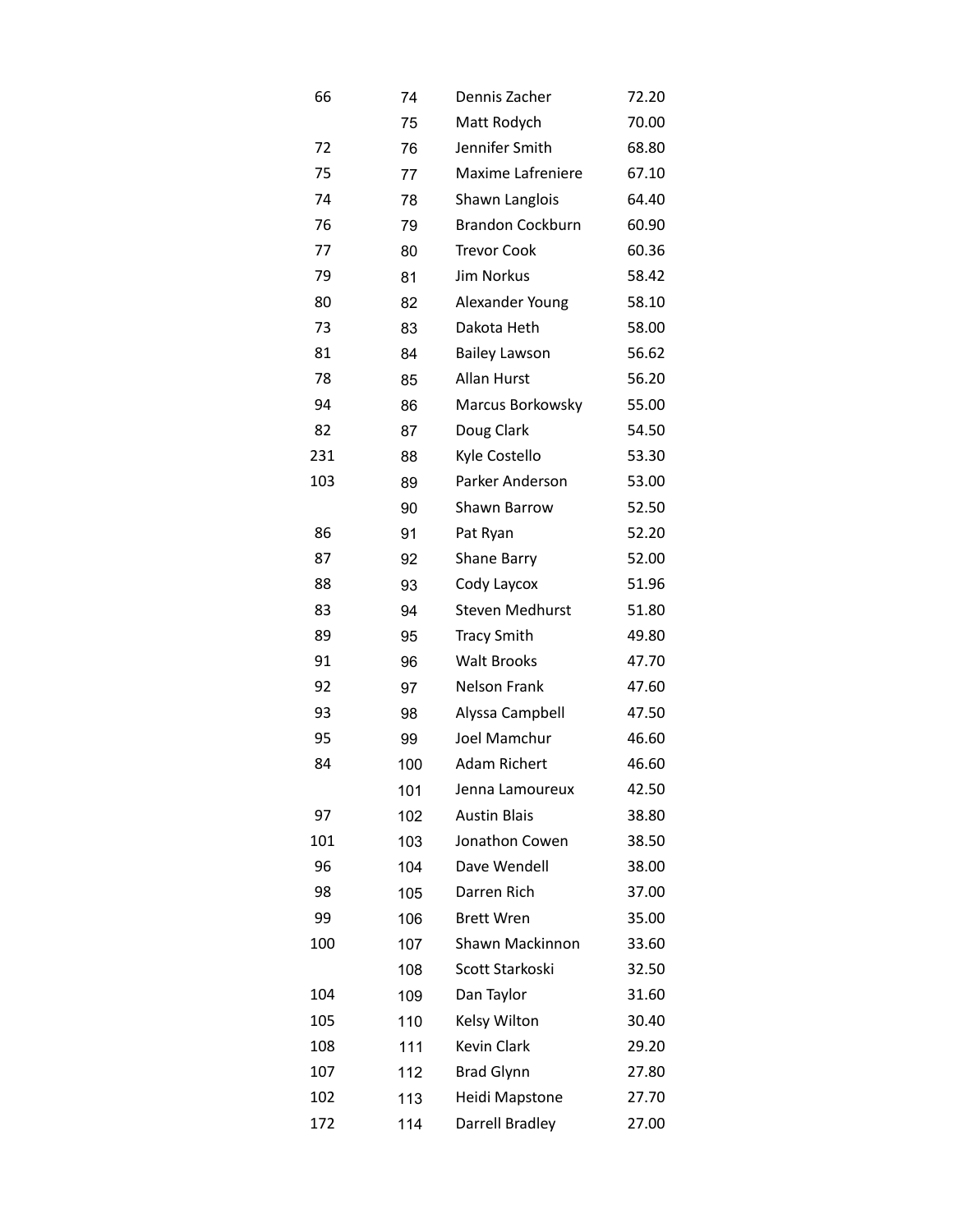| | | | |
|---|---|---|---|
| 66 | 74 | Dennis Zacher | 72.20 |
| | 75 | Matt Rodych | 70.00 |
| 72 | 76 | Jennifer Smith | 68.80 |
| 75 | 77 | Maxime Lafreniere | 67.10 |
| 74 | 78 | Shawn Langlois | 64.40 |
| 76 | 79 | Brandon Cockburn | 60.90 |
| 77 | 80 | Trevor Cook | 60.36 |
| 79 | 81 | Jim Norkus | 58.42 |
| 80 | 82 | Alexander Young | 58.10 |
| 73 | 83 | Dakota Heth | 58.00 |
| 81 | 84 | Bailey Lawson | 56.62 |
| 78 | 85 | Allan Hurst | 56.20 |
| 94 | 86 | Marcus Borkowsky | 55.00 |
| 82 | 87 | Doug Clark | 54.50 |
| 231 | 88 | Kyle Costello | 53.30 |
| 103 | 89 | Parker Anderson | 53.00 |
| | 90 | Shawn Barrow | 52.50 |
| 86 | 91 | Pat Ryan | 52.20 |
| 87 | 92 | Shane Barry | 52.00 |
| 88 | 93 | Cody Laycox | 51.96 |
| 83 | 94 | Steven Medhurst | 51.80 |
| 89 | 95 | Tracy Smith | 49.80 |
| 91 | 96 | Walt Brooks | 47.70 |
| 92 | 97 | Nelson Frank | 47.60 |
| 93 | 98 | Alyssa Campbell | 47.50 |
| 95 | 99 | Joel Mamchur | 46.60 |
| 84 | 100 | Adam Richert | 46.60 |
| | 101 | Jenna Lamoureux | 42.50 |
| 97 | 102 | Austin Blais | 38.80 |
| 101 | 103 | Jonathon Cowen | 38.50 |
| 96 | 104 | Dave Wendell | 38.00 |
| 98 | 105 | Darren Rich | 37.00 |
| 99 | 106 | Brett Wren | 35.00 |
| 100 | 107 | Shawn Mackinnon | 33.60 |
| | 108 | Scott Starkoski | 32.50 |
| 104 | 109 | Dan Taylor | 31.60 |
| 105 | 110 | Kelsy Wilton | 30.40 |
| 108 | 111 | Kevin Clark | 29.20 |
| 107 | 112 | Brad Glynn | 27.80 |
| 102 | 113 | Heidi Mapstone | 27.70 |
| 172 | 114 | Darrell Bradley | 27.00 |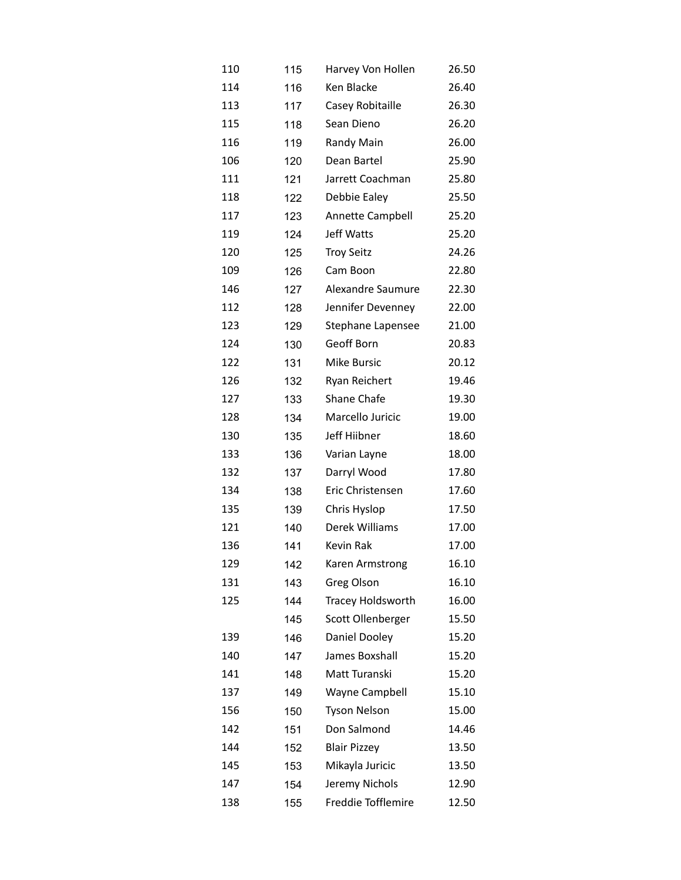| | | | |
|---|---|---|---|
| 110 | 115 | Harvey Von Hollen | 26.50 |
| 114 | 116 | Ken Blacke | 26.40 |
| 113 | 117 | Casey Robitaille | 26.30 |
| 115 | 118 | Sean Dieno | 26.20 |
| 116 | 119 | Randy Main | 26.00 |
| 106 | 120 | Dean Bartel | 25.90 |
| 111 | 121 | Jarrett Coachman | 25.80 |
| 118 | 122 | Debbie Ealey | 25.50 |
| 117 | 123 | Annette Campbell | 25.20 |
| 119 | 124 | Jeff Watts | 25.20 |
| 120 | 125 | Troy Seitz | 24.26 |
| 109 | 126 | Cam Boon | 22.80 |
| 146 | 127 | Alexandre Saumure | 22.30 |
| 112 | 128 | Jennifer Devenney | 22.00 |
| 123 | 129 | Stephane Lapensee | 21.00 |
| 124 | 130 | Geoff Born | 20.83 |
| 122 | 131 | Mike Bursic | 20.12 |
| 126 | 132 | Ryan Reichert | 19.46 |
| 127 | 133 | Shane Chafe | 19.30 |
| 128 | 134 | Marcello Juricic | 19.00 |
| 130 | 135 | Jeff Hiibner | 18.60 |
| 133 | 136 | Varian Layne | 18.00 |
| 132 | 137 | Darryl Wood | 17.80 |
| 134 | 138 | Eric Christensen | 17.60 |
| 135 | 139 | Chris Hyslop | 17.50 |
| 121 | 140 | Derek Williams | 17.00 |
| 136 | 141 | Kevin Rak | 17.00 |
| 129 | 142 | Karen Armstrong | 16.10 |
| 131 | 143 | Greg Olson | 16.10 |
| 125 | 144 | Tracey Holdsworth | 16.00 |
| | 145 | Scott Ollenberger | 15.50 |
| 139 | 146 | Daniel Dooley | 15.20 |
| 140 | 147 | James Boxshall | 15.20 |
| 141 | 148 | Matt Turanski | 15.20 |
| 137 | 149 | Wayne Campbell | 15.10 |
| 156 | 150 | Tyson Nelson | 15.00 |
| 142 | 151 | Don Salmond | 14.46 |
| 144 | 152 | Blair Pizzey | 13.50 |
| 145 | 153 | Mikayla Juricic | 13.50 |
| 147 | 154 | Jeremy Nichols | 12.90 |
| 138 | 155 | Freddie Tofflemire | 12.50 |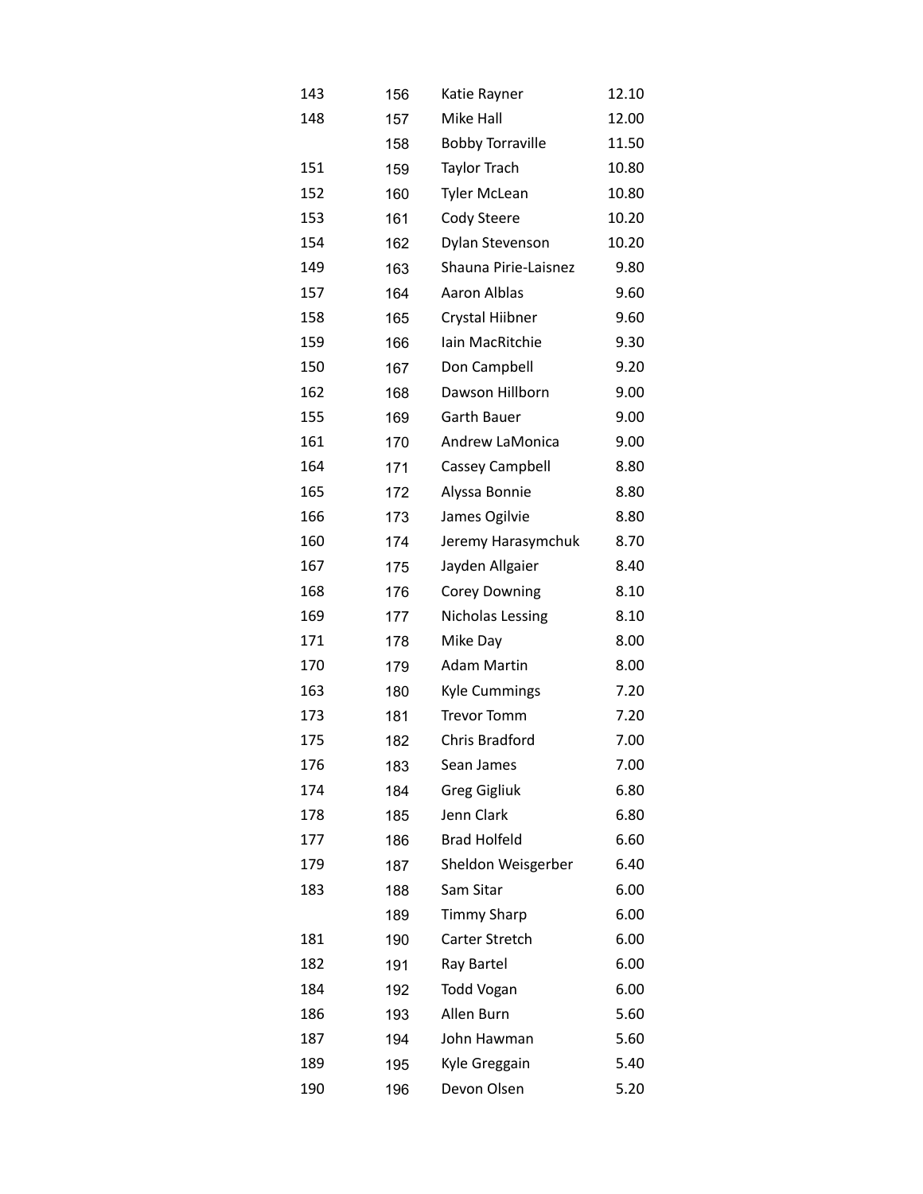| | | | |
|---|---|---|---|
| 143 | 156 | Katie Rayner | 12.10 |
| 148 | 157 | Mike Hall | 12.00 |
| | 158 | Bobby Torraville | 11.50 |
| 151 | 159 | Taylor Trach | 10.80 |
| 152 | 160 | Tyler McLean | 10.80 |
| 153 | 161 | Cody Steere | 10.20 |
| 154 | 162 | Dylan Stevenson | 10.20 |
| 149 | 163 | Shauna Pirie-Laisnez | 9.80 |
| 157 | 164 | Aaron Alblas | 9.60 |
| 158 | 165 | Crystal Hiibner | 9.60 |
| 159 | 166 | Iain MacRitchie | 9.30 |
| 150 | 167 | Don Campbell | 9.20 |
| 162 | 168 | Dawson Hillborn | 9.00 |
| 155 | 169 | Garth Bauer | 9.00 |
| 161 | 170 | Andrew LaMonica | 9.00 |
| 164 | 171 | Cassey Campbell | 8.80 |
| 165 | 172 | Alyssa Bonnie | 8.80 |
| 166 | 173 | James Ogilvie | 8.80 |
| 160 | 174 | Jeremy Harasymchuk | 8.70 |
| 167 | 175 | Jayden Allgaier | 8.40 |
| 168 | 176 | Corey Downing | 8.10 |
| 169 | 177 | Nicholas Lessing | 8.10 |
| 171 | 178 | Mike Day | 8.00 |
| 170 | 179 | Adam Martin | 8.00 |
| 163 | 180 | Kyle Cummings | 7.20 |
| 173 | 181 | Trevor Tomm | 7.20 |
| 175 | 182 | Chris Bradford | 7.00 |
| 176 | 183 | Sean James | 7.00 |
| 174 | 184 | Greg Gigliuk | 6.80 |
| 178 | 185 | Jenn Clark | 6.80 |
| 177 | 186 | Brad Holfeld | 6.60 |
| 179 | 187 | Sheldon Weisgerber | 6.40 |
| 183 | 188 | Sam Sitar | 6.00 |
| | 189 | Timmy Sharp | 6.00 |
| 181 | 190 | Carter Stretch | 6.00 |
| 182 | 191 | Ray Bartel | 6.00 |
| 184 | 192 | Todd Vogan | 6.00 |
| 186 | 193 | Allen Burn | 5.60 |
| 187 | 194 | John Hawman | 5.60 |
| 189 | 195 | Kyle Greggain | 5.40 |
| 190 | 196 | Devon Olsen | 5.20 |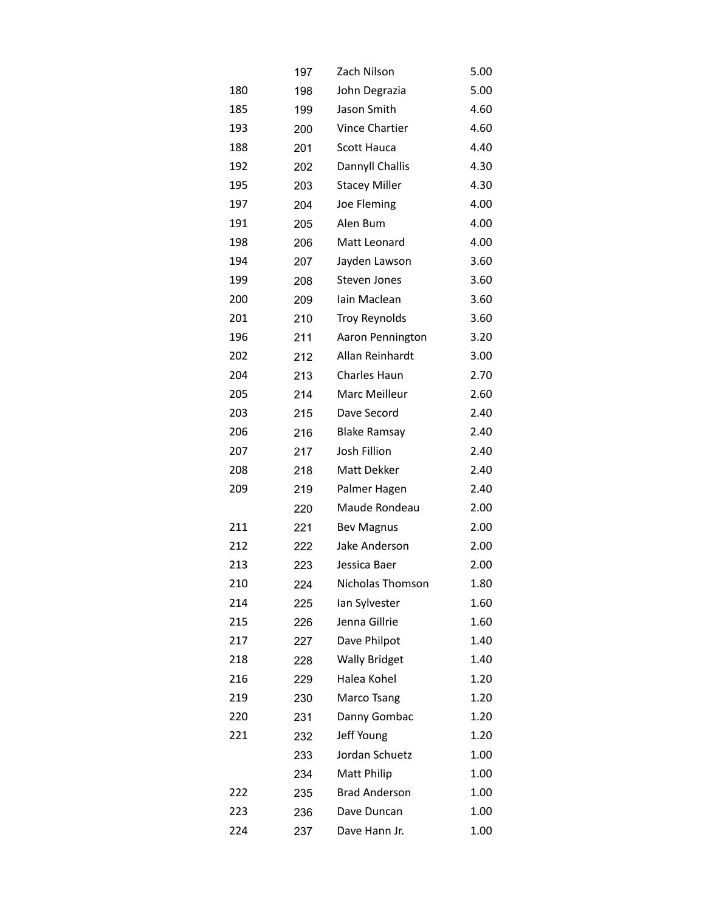| | | | |
|---|---|---|---|
| | 197 | Zach Nilson | 5.00 |
| 180 | 198 | John Degrazia | 5.00 |
| 185 | 199 | Jason Smith | 4.60 |
| 193 | 200 | Vince Chartier | 4.60 |
| 188 | 201 | Scott Hauca | 4.40 |
| 192 | 202 | Dannyll Challis | 4.30 |
| 195 | 203 | Stacey Miller | 4.30 |
| 197 | 204 | Joe Fleming | 4.00 |
| 191 | 205 | Alen Bum | 4.00 |
| 198 | 206 | Matt Leonard | 4.00 |
| 194 | 207 | Jayden Lawson | 3.60 |
| 199 | 208 | Steven Jones | 3.60 |
| 200 | 209 | Iain Maclean | 3.60 |
| 201 | 210 | Troy Reynolds | 3.60 |
| 196 | 211 | Aaron Pennington | 3.20 |
| 202 | 212 | Allan Reinhardt | 3.00 |
| 204 | 213 | Charles Haun | 2.70 |
| 205 | 214 | Marc Meilleur | 2.60 |
| 203 | 215 | Dave Secord | 2.40 |
| 206 | 216 | Blake Ramsay | 2.40 |
| 207 | 217 | Josh Fillion | 2.40 |
| 208 | 218 | Matt Dekker | 2.40 |
| 209 | 219 | Palmer Hagen | 2.40 |
| | 220 | Maude Rondeau | 2.00 |
| 211 | 221 | Bev Magnus | 2.00 |
| 212 | 222 | Jake Anderson | 2.00 |
| 213 | 223 | Jessica Baer | 2.00 |
| 210 | 224 | Nicholas Thomson | 1.80 |
| 214 | 225 | Ian Sylvester | 1.60 |
| 215 | 226 | Jenna Gillrie | 1.60 |
| 217 | 227 | Dave Philpot | 1.40 |
| 218 | 228 | Wally Bridget | 1.40 |
| 216 | 229 | Halea Kohel | 1.20 |
| 219 | 230 | Marco Tsang | 1.20 |
| 220 | 231 | Danny Gombac | 1.20 |
| 221 | 232 | Jeff Young | 1.20 |
| | 233 | Jordan Schuetz | 1.00 |
| | 234 | Matt Philip | 1.00 |
| 222 | 235 | Brad Anderson | 1.00 |
| 223 | 236 | Dave Duncan | 1.00 |
| 224 | 237 | Dave Hann Jr. | 1.00 |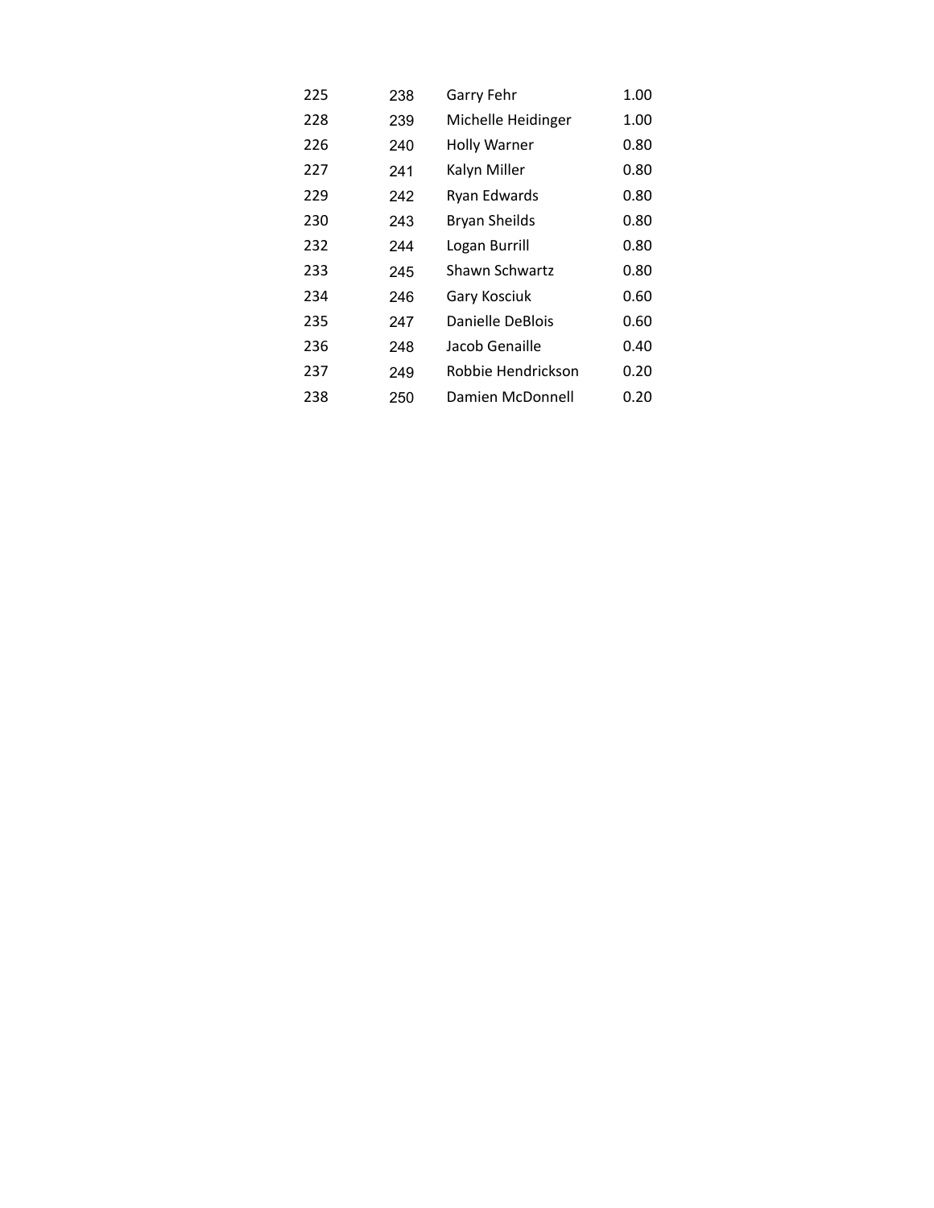| | | | |
|---|---|---|---|
| 225 | 238 | Garry Fehr | 1.00 |
| 228 | 239 | Michelle Heidinger | 1.00 |
| 226 | 240 | Holly Warner | 0.80 |
| 227 | 241 | Kalyn Miller | 0.80 |
| 229 | 242 | Ryan Edwards | 0.80 |
| 230 | 243 | Bryan Sheilds | 0.80 |
| 232 | 244 | Logan Burrill | 0.80 |
| 233 | 245 | Shawn Schwartz | 0.80 |
| 234 | 246 | Gary Kosciuk | 0.60 |
| 235 | 247 | Danielle DeBlois | 0.60 |
| 236 | 248 | Jacob Genaille | 0.40 |
| 237 | 249 | Robbie Hendrickson | 0.20 |
| 238 | 250 | Damien McDonnell | 0.20 |